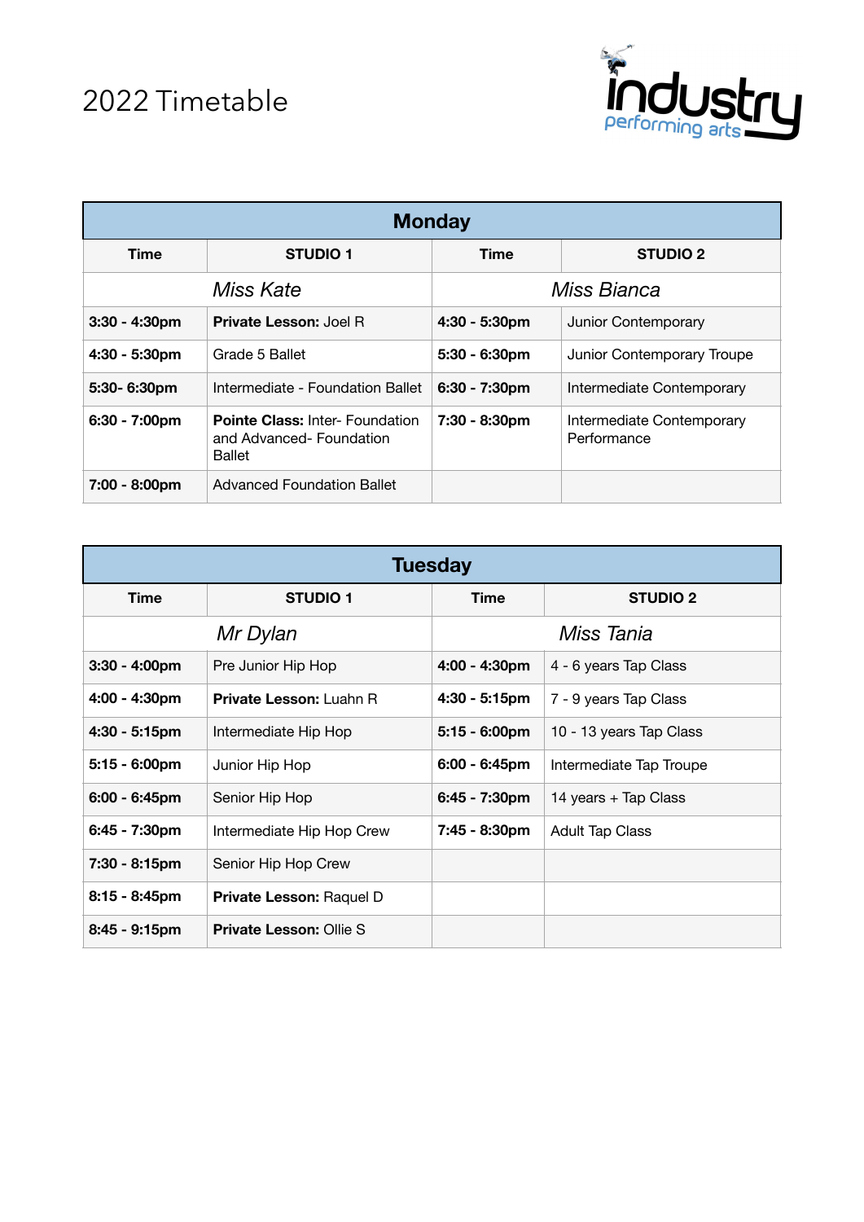# 2022 Timetable

industry performing arts

| Monday | | | |
|---|---|---|---|
| **Time** | **STUDIO 1** | **Time** | **STUDIO 2** |
| *Miss Kate* | | *Miss Bianca* | |
| **3:30 - 4:30pm** | **Private Lesson:** Joel R | **4:30 - 5:30pm** | Junior Contemporary |
| **4:30 - 5:30pm** | Grade 5 Ballet | **5:30 - 6:30pm** | Junior Contemporary Troupe |
| **5:30- 6:30pm** | Intermediate - Foundation Ballet | **6:30 - 7:30pm** | Intermediate Contemporary |
| **6:30 - 7:00pm** | **Pointe Class:** Inter- Foundation and Advanced- Foundation Ballet | **7:30 - 8:30pm** | Intermediate Contemporary Performance |
| **7:00 - 8:00pm** | Advanced Foundation Ballet | | |

| Tuesday | | | |
|---|---|---|---|
| **Time** | **STUDIO 1** | **Time** | **STUDIO 2** |
| *Mr Dylan* | | *Miss Tania* | |
| **3:30 - 4:00pm** | Pre Junior Hip Hop | **4:00 - 4:30pm** | 4 - 6 years Tap Class |
| **4:00 - 4:30pm** | **Private Lesson:** Luahn R | **4:30 - 5:15pm** | 7 - 9 years Tap Class |
| **4:30 - 5:15pm** | Intermediate Hip Hop | **5:15 - 6:00pm** | 10 - 13 years Tap Class |
| **5:15 - 6:00pm** | Junior Hip Hop | **6:00 - 6:45pm** | Intermediate Tap Troupe |
| **6:00 - 6:45pm** | Senior Hip Hop | **6:45 - 7:30pm** | 14 years + Tap Class |
| **6:45 - 7:30pm** | Intermediate Hip Hop Crew | **7:45 - 8:30pm** | Adult Tap Class |
| **7:30 - 8:15pm** | Senior Hip Hop Crew | | |
| **8:15 - 8:45pm** | **Private Lesson:** Raquel D | | |
| **8:45 - 9:15pm** | **Private Lesson:** Ollie S | | |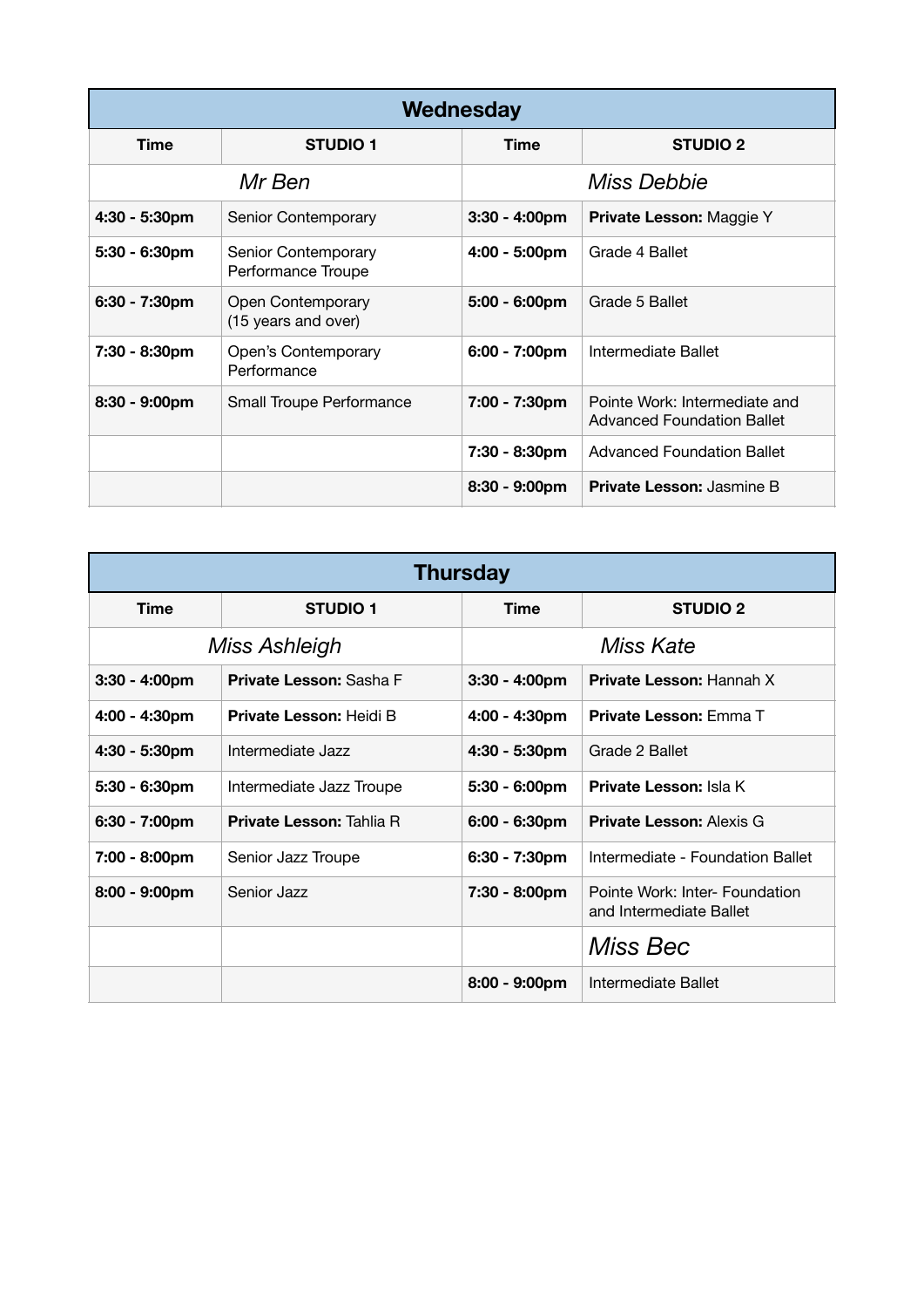| Wednesday | | | |
|---|---|---|---|
| **Time** | **STUDIO 1** | **Time** | **STUDIO 2** |
| *Mr Ben* | | *Miss Debbie* | |
| **4:30 - 5:30pm** | Senior Contemporary | **3:30 - 4:00pm** | **Private Lesson:** Maggie Y |
| **5:30 - 6:30pm** | Senior Contemporary Performance Troupe | **4:00 - 5:00pm** | Grade 4 Ballet |
| **6:30 - 7:30pm** | Open Contemporary (15 years and over) | **5:00 - 6:00pm** | Grade 5 Ballet |
| **7:30 - 8:30pm** | Open's Contemporary Performance | **6:00 - 7:00pm** | Intermediate Ballet |
| **8:30 - 9:00pm** | Small Troupe Performance | **7:00 - 7:30pm** | Pointe Work: Intermediate and Advanced Foundation Ballet |
| | | **7:30 - 8:30pm** | Advanced Foundation Ballet |
| | | **8:30 - 9:00pm** | **Private Lesson:** Jasmine B |

| Thursday | | | |
|---|---|---|---|
| **Time** | **STUDIO 1** | **Time** | **STUDIO 2** |
| *Miss Ashleigh* | | *Miss Kate* | |
| **3:30 - 4:00pm** | **Private Lesson:** Sasha F | **3:30 - 4:00pm** | **Private Lesson:** Hannah X |
| **4:00 - 4:30pm** | **Private Lesson:** Heidi B | **4:00 - 4:30pm** | **Private Lesson:** Emma T |
| **4:30 - 5:30pm** | Intermediate Jazz | **4:30 - 5:30pm** | Grade 2 Ballet |
| **5:30 - 6:30pm** | Intermediate Jazz Troupe | **5:30 - 6:00pm** | **Private Lesson:** Isla K |
| **6:30 - 7:00pm** | **Private Lesson:** Tahlia R | **6:00 - 6:30pm** | **Private Lesson:** Alexis G |
| **7:00 - 8:00pm** | Senior Jazz Troupe | **6:30 - 7:30pm** | Intermediate - Foundation Ballet |
| **8:00 - 9:00pm** | Senior Jazz | **7:30 - 8:00pm** | Pointe Work: Inter- Foundation and Intermediate Ballet |
| | | | *Miss Bec* |
| | | **8:00 - 9:00pm** | Intermediate Ballet |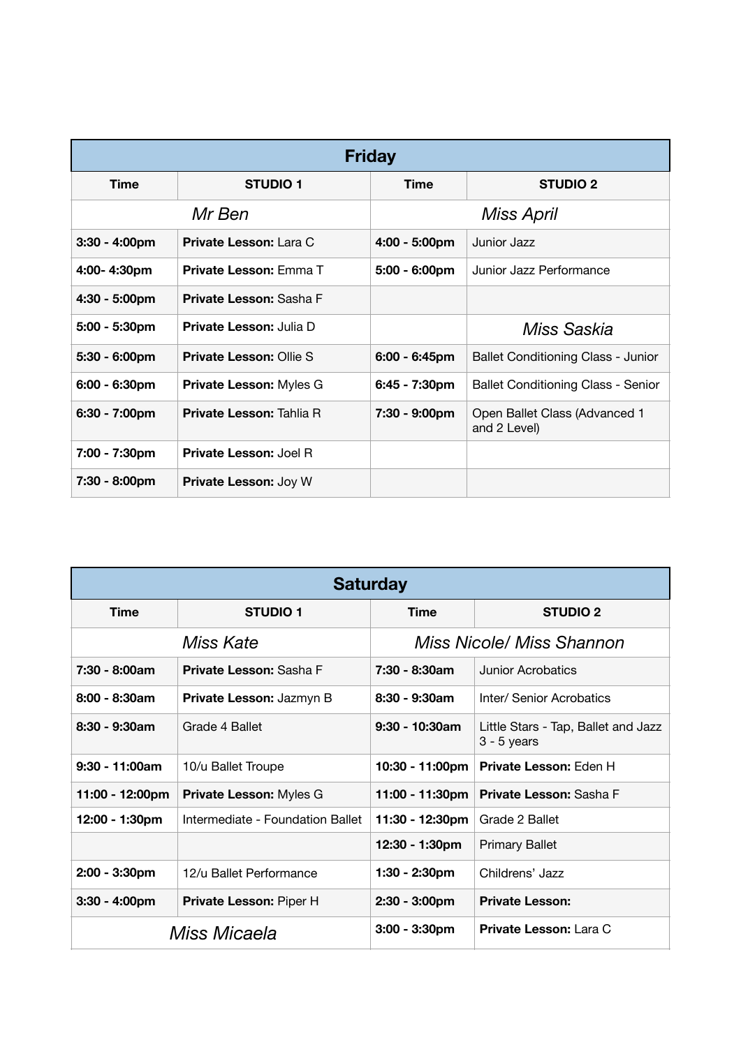| Friday | | | |
|---|---|---|---|
| **Time** | **STUDIO 1** | **Time** | **STUDIO 2** |
| *Mr Ben* | | *Miss April* | |
| **3:30 - 4:00pm** | **Private Lesson:** Lara C | **4:00 - 5:00pm** | Junior Jazz |
| **4:00- 4:30pm** | **Private Lesson:** Emma T | **5:00 - 6:00pm** | Junior Jazz Performance |
| **4:30 - 5:00pm** | **Private Lesson:** Sasha F | | |
| **5:00 - 5:30pm** | **Private Lesson:** Julia D | | *Miss Saskia* |
| **5:30 - 6:00pm** | **Private Lesson:** Ollie S | **6:00 - 6:45pm** | Ballet Conditioning Class - Junior |
| **6:00 - 6:30pm** | **Private Lesson:** Myles G | **6:45 - 7:30pm** | Ballet Conditioning Class - Senior |
| **6:30 - 7:00pm** | **Private Lesson:** Tahlia R | **7:30 - 9:00pm** | Open Ballet Class (Advanced 1 and 2 Level) |
| **7:00 - 7:30pm** | **Private Lesson:** Joel R | | |
| **7:30 - 8:00pm** | **Private Lesson:** Joy W | | |

| Saturday | | | |
|---|---|---|---|
| **Time** | **STUDIO 1** | **Time** | **STUDIO 2** |
| *Miss Kate* | | *Miss Nicole/ Miss Shannon* | |
| **7:30 - 8:00am** | **Private Lesson:** Sasha F | **7:30 - 8:30am** | Junior Acrobatics |
| **8:00 - 8:30am** | **Private Lesson:** Jazmyn B | **8:30 - 9:30am** | Inter/ Senior Acrobatics |
| **8:30 - 9:30am** | Grade 4 Ballet | **9:30 - 10:30am** | Little Stars - Tap, Ballet and Jazz 3 - 5 years |
| **9:30 - 11:00am** | 10/u Ballet Troupe | **10:30 - 11:00pm** | **Private Lesson:** Eden H |
| **11:00 - 12:00pm** | **Private Lesson:** Myles G | **11:00 - 11:30pm** | **Private Lesson:** Sasha F |
| **12:00 - 1:30pm** | Intermediate - Foundation Ballet | **11:30 - 12:30pm** | Grade 2 Ballet |
| | | **12:30 - 1:30pm** | Primary Ballet |
| **2:00 - 3:30pm** | 12/u Ballet Performance | **1:30 - 2:30pm** | Childrens' Jazz |
| **3:30 - 4:00pm** | **Private Lesson:** Piper H | **2:30 - 3:00pm** | **Private Lesson:** |
| *Miss Micaela* | | **3:00 - 3:30pm** | **Private Lesson:** Lara C |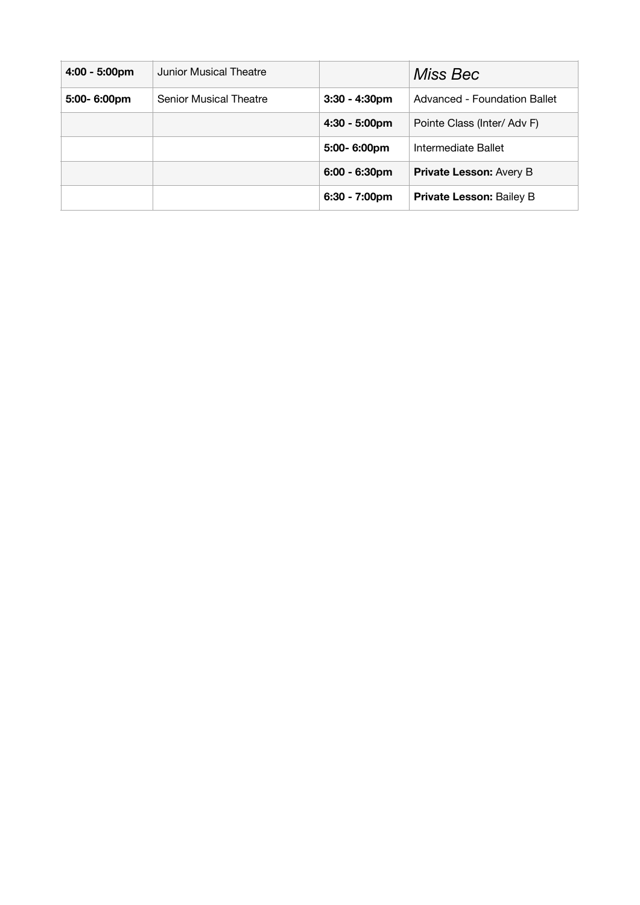| | | | |
|---|---|---|---|
| **4:00 - 5:00pm** | Junior Musical Theatre | | *Miss Bec* |
| **5:00- 6:00pm** | Senior Musical Theatre | **3:30 - 4:30pm** | Advanced - Foundation Ballet |
| | | **4:30 - 5:00pm** | Pointe Class (Inter/ Adv F) |
| | | **5:00- 6:00pm** | Intermediate Ballet |
| | | **6:00 - 6:30pm** | **Private Lesson:** Avery B |
| | | **6:30 - 7:00pm** | **Private Lesson:** Bailey B |